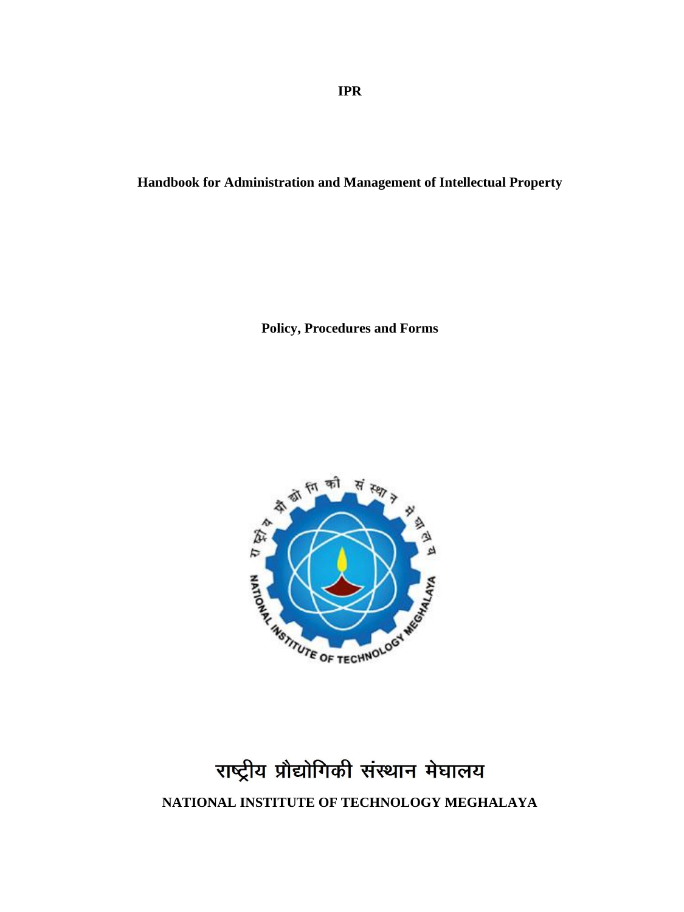**IPR**

# Handbook for Administration and Management of Intellectual Property

**Policy, Procedures and Forms**

राष्ट्रीय प्रौद्योगिकी संस्थान मेघालय

**NATIONAL INSTITUTE OF TECHNOLOGY MEGHALAYA**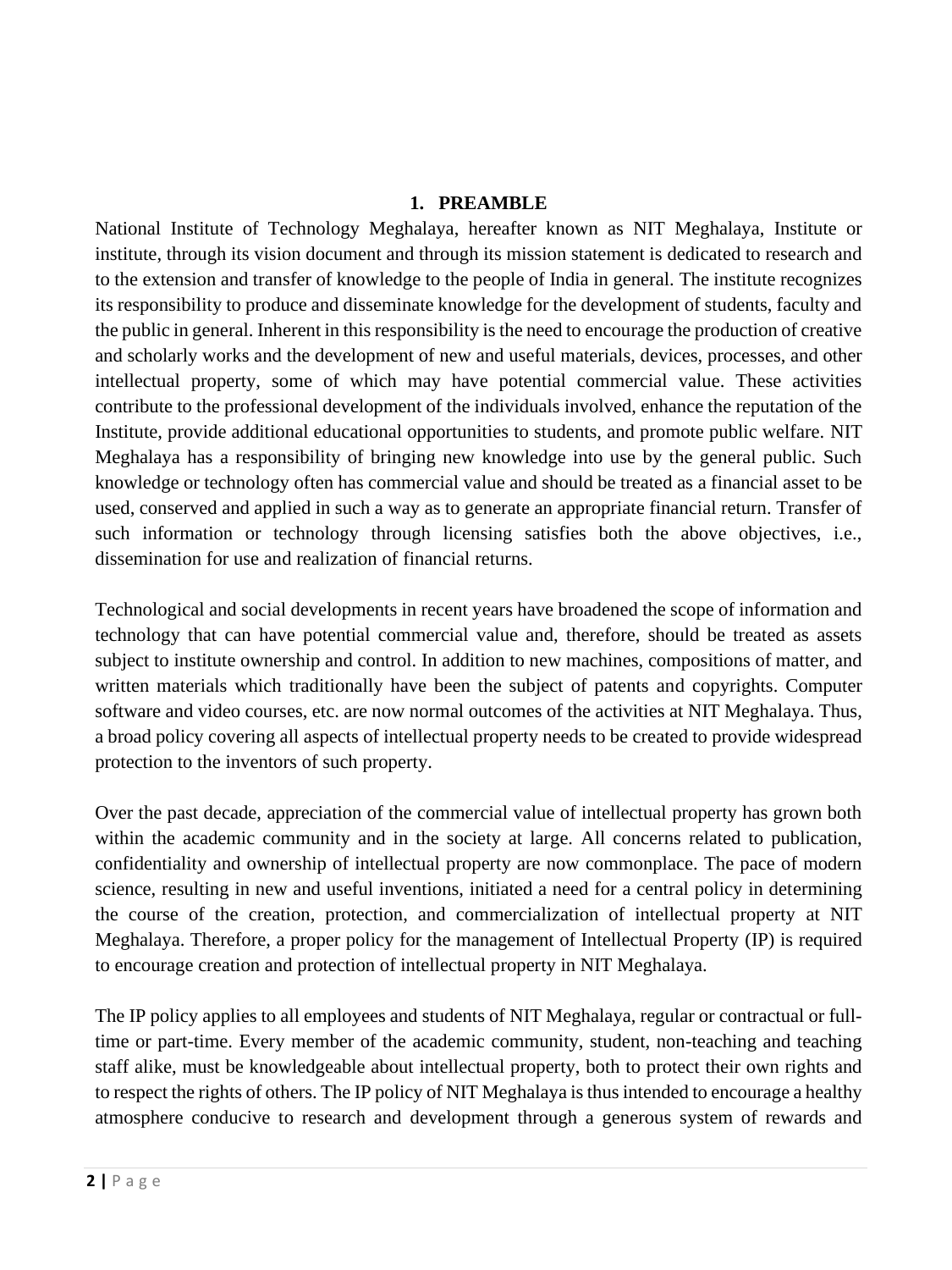# 1. PREAMBLE

National Institute of Technology Meghalaya, hereafter known as NIT Meghalaya, Institute or institute, through its vision document and through its mission statement is dedicated to research and to the extension and transfer of knowledge to the people of India in general. The institute recognizes its responsibility to produce and disseminate knowledge for the development of students, faculty and the public in general. Inherent in this responsibility is the need to encourage the production of creative and scholarly works and the development of new and useful materials, devices, processes, and other intellectual property, some of which may have potential commercial value. These activities contribute to the professional development of the individuals involved, enhance the reputation of the Institute, provide additional educational opportunities to students, and promote public welfare. NIT Meghalaya has a responsibility of bringing new knowledge into use by the general public. Such knowledge or technology often has commercial value and should be treated as a financial asset to be used, conserved and applied in such a way as to generate an appropriate financial return. Transfer of such information or technology through licensing satisfies both the above objectives, i.e., dissemination for use and realization of financial returns.

Technological and social developments in recent years have broadened the scope of information and technology that can have potential commercial value and, therefore, should be treated as assets subject to institute ownership and control. In addition to new machines, compositions of matter, and written materials which traditionally have been the subject of patents and copyrights. Computer software and video courses, etc. are now normal outcomes of the activities at NIT Meghalaya. Thus, a broad policy covering all aspects of intellectual property needs to be created to provide widespread protection to the inventors of such property.

Over the past decade, appreciation of the commercial value of intellectual property has grown both within the academic community and in the society at large. All concerns related to publication, confidentiality and ownership of intellectual property are now commonplace. The pace of modern science, resulting in new and useful inventions, initiated a need for a central policy in determining the course of the creation, protection, and commercialization of intellectual property at NIT Meghalaya. Therefore, a proper policy for the management of Intellectual Property (IP) is required to encourage creation and protection of intellectual property in NIT Meghalaya.

The IP policy applies to all employees and students of NIT Meghalaya, regular or contractual or full-time or part-time. Every member of the academic community, student, non-teaching and teaching staff alike, must be knowledgeable about intellectual property, both to protect their own rights and to respect the rights of others. The IP policy of NIT Meghalaya is thus intended to encourage a healthy atmosphere conducive to research and development through a generous system of rewards and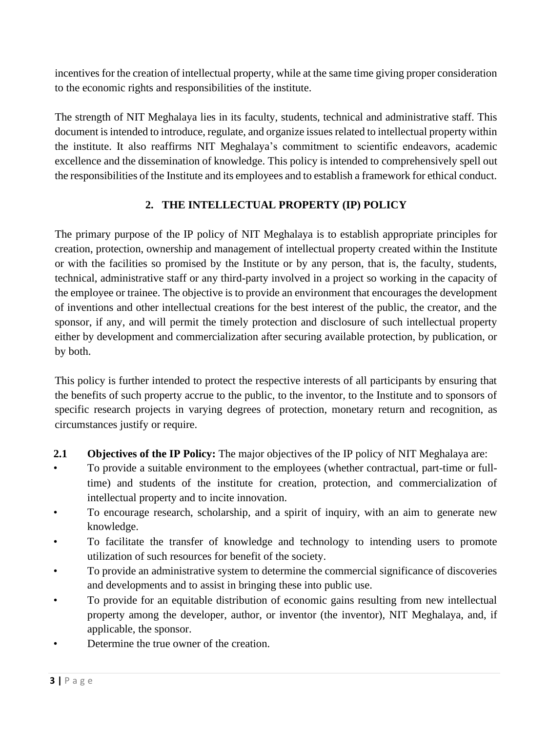incentives for the creation of intellectual property, while at the same time giving proper consideration to the economic rights and responsibilities of the institute.

The strength of NIT Meghalaya lies in its faculty, students, technical and administrative staff. This document is intended to introduce, regulate, and organize issues related to intellectual property within the institute. It also reaffirms NIT Meghalaya's commitment to scientific endeavors, academic excellence and the dissemination of knowledge. This policy is intended to comprehensively spell out the responsibilities of the Institute and its employees and to establish a framework for ethical conduct.

## 2. THE INTELLECTUAL PROPERTY (IP) POLICY

The primary purpose of the IP policy of NIT Meghalaya is to establish appropriate principles for creation, protection, ownership and management of intellectual property created within the Institute or with the facilities so promised by the Institute or by any person, that is, the faculty, students, technical, administrative staff or any third-party involved in a project so working in the capacity of the employee or trainee. The objective is to provide an environment that encourages the development of inventions and other intellectual creations for the best interest of the public, the creator, and the sponsor, if any, and will permit the timely protection and disclosure of such intellectual property either by development and commercialization after securing available protection, by publication, or by both.

This policy is further intended to protect the respective interests of all participants by ensuring that the benefits of such property accrue to the public, to the inventor, to the Institute and to sponsors of specific research projects in varying degrees of protection, monetary return and recognition, as circumstances justify or require.

**2.1 Objectives of the IP Policy:** The major objectives of the IP policy of NIT Meghalaya are:

- To provide a suitable environment to the employees (whether contractual, part-time or full-time) and students of the institute for creation, protection, and commercialization of intellectual property and to incite innovation.
- To encourage research, scholarship, and a spirit of inquiry, with an aim to generate new knowledge.
- To facilitate the transfer of knowledge and technology to intending users to promote utilization of such resources for benefit of the society.
- To provide an administrative system to determine the commercial significance of discoveries and developments and to assist in bringing these into public use.
- To provide for an equitable distribution of economic gains resulting from new intellectual property among the developer, author, or inventor (the inventor), NIT Meghalaya, and, if applicable, the sponsor.
- Determine the true owner of the creation.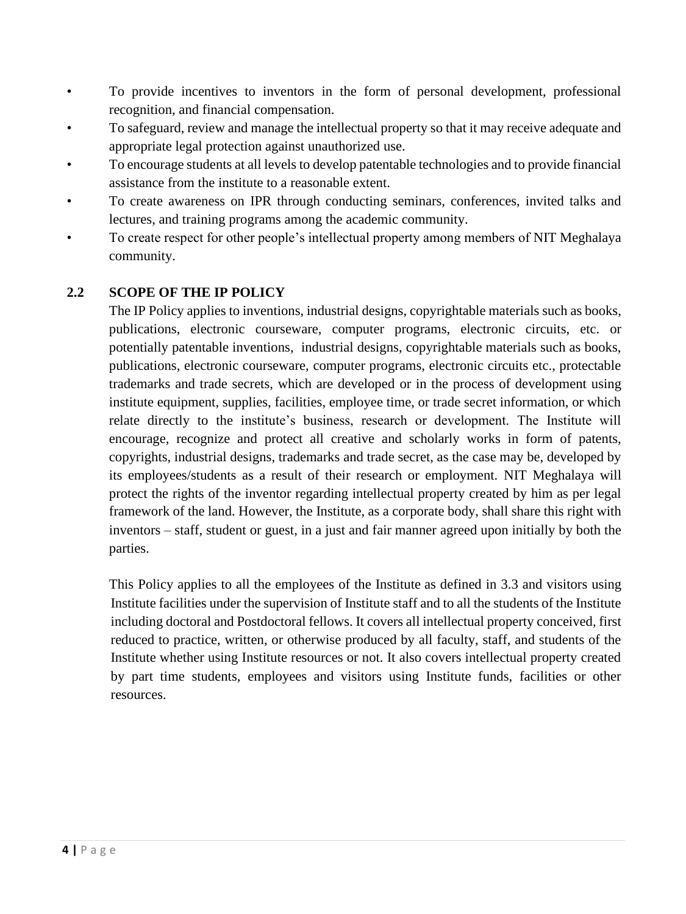- To provide incentives to inventors in the form of personal development, professional recognition, and financial compensation.
- To safeguard, review and manage the intellectual property so that it may receive adequate and appropriate legal protection against unauthorized use.
- To encourage students at all levels to develop patentable technologies and to provide financial assistance from the institute to a reasonable extent.
- To create awareness on IPR through conducting seminars, conferences, invited talks and lectures, and training programs among the academic community.
- To create respect for other people's intellectual property among members of NIT Meghalaya community.

## 2.2 SCOPE OF THE IP POLICY

The IP Policy applies to inventions, industrial designs, copyrightable materials such as books, publications, electronic courseware, computer programs, electronic circuits, etc. or potentially patentable inventions, industrial designs, copyrightable materials such as books, publications, electronic courseware, computer programs, electronic circuits etc., protectable trademarks and trade secrets, which are developed or in the process of development using institute equipment, supplies, facilities, employee time, or trade secret information, or which relate directly to the institute's business, research or development. The Institute will encourage, recognize and protect all creative and scholarly works in form of patents, copyrights, industrial designs, trademarks and trade secret, as the case may be, developed by its employees/students as a result of their research or employment. NIT Meghalaya will protect the rights of the inventor regarding intellectual property created by him as per legal framework of the land. However, the Institute, as a corporate body, shall share this right with inventors – staff, student or guest, in a just and fair manner agreed upon initially by both the parties.

This Policy applies to all the employees of the Institute as defined in 3.3 and visitors using Institute facilities under the supervision of Institute staff and to all the students of the Institute including doctoral and Postdoctoral fellows. It covers all intellectual property conceived, first reduced to practice, written, or otherwise produced by all faculty, staff, and students of the Institute whether using Institute resources or not. It also covers intellectual property created by part time students, employees and visitors using Institute funds, facilities or other resources.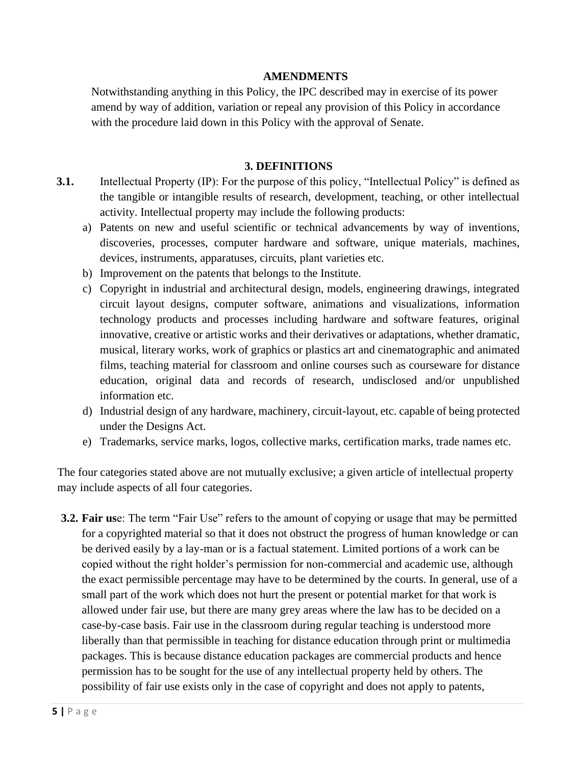## AMENDMENTS

Notwithstanding anything in this Policy, the IPC described may in exercise of its power amend by way of addition, variation or repeal any provision of this Policy in accordance with the procedure laid down in this Policy with the approval of Senate.

## 3. DEFINITIONS

**3.1.** Intellectual Property (IP): For the purpose of this policy, "Intellectual Policy" is defined as the tangible or intangible results of research, development, teaching, or other intellectual activity. Intellectual property may include the following products:

a) Patents on new and useful scientific or technical advancements by way of inventions, discoveries, processes, computer hardware and software, unique materials, machines, devices, instruments, apparatuses, circuits, plant varieties etc.
b) Improvement on the patents that belongs to the Institute.
c) Copyright in industrial and architectural design, models, engineering drawings, integrated circuit layout designs, computer software, animations and visualizations, information technology products and processes including hardware and software features, original innovative, creative or artistic works and their derivatives or adaptations, whether dramatic, musical, literary works, work of graphics or plastics art and cinematographic and animated films, teaching material for classroom and online courses such as courseware for distance education, original data and records of research, undisclosed and/or unpublished information etc.
d) Industrial design of any hardware, machinery, circuit-layout, etc. capable of being protected under the Designs Act.
e) Trademarks, service marks, logos, collective marks, certification marks, trade names etc.

The four categories stated above are not mutually exclusive; a given article of intellectual property may include aspects of all four categories.

**3.2. Fair use**: The term "Fair Use" refers to the amount of copying or usage that may be permitted for a copyrighted material so that it does not obstruct the progress of human knowledge or can be derived easily by a lay-man or is a factual statement. Limited portions of a work can be copied without the right holder's permission for non-commercial and academic use, although the exact permissible percentage may have to be determined by the courts. In general, use of a small part of the work which does not hurt the present or potential market for that work is allowed under fair use, but there are many grey areas where the law has to be decided on a case-by-case basis. Fair use in the classroom during regular teaching is understood more liberally than that permissible in teaching for distance education through print or multimedia packages. This is because distance education packages are commercial products and hence permission has to be sought for the use of any intellectual property held by others. The possibility of fair use exists only in the case of copyright and does not apply to patents,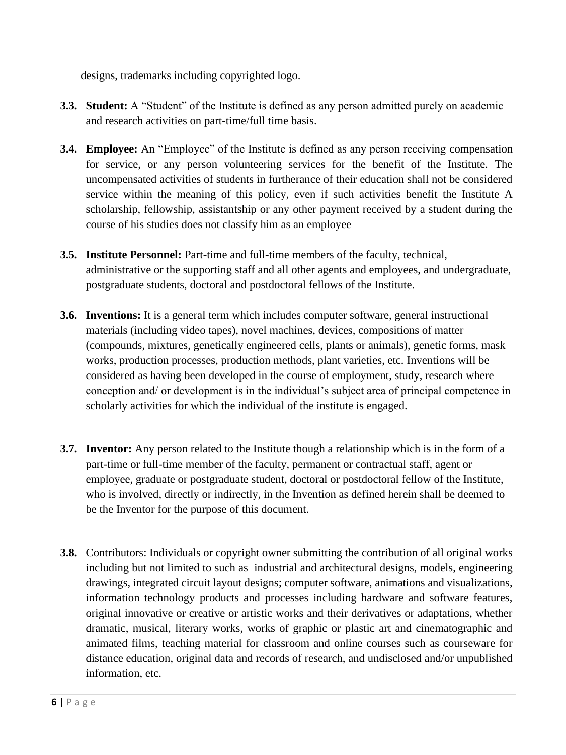designs, trademarks including copyrighted logo.

**3.3. Student:** A "Student" of the Institute is defined as any person admitted purely on academic and research activities on part-time/full time basis.

**3.4. Employee:** An "Employee" of the Institute is defined as any person receiving compensation for service, or any person volunteering services for the benefit of the Institute. The uncompensated activities of students in furtherance of their education shall not be considered service within the meaning of this policy, even if such activities benefit the Institute A scholarship, fellowship, assistantship or any other payment received by a student during the course of his studies does not classify him as an employee

**3.5. Institute Personnel:** Part-time and full-time members of the faculty, technical, administrative or the supporting staff and all other agents and employees, and undergraduate, postgraduate students, doctoral and postdoctoral fellows of the Institute.

**3.6. Inventions:** It is a general term which includes computer software, general instructional materials (including video tapes), novel machines, devices, compositions of matter (compounds, mixtures, genetically engineered cells, plants or animals), genetic forms, mask works, production processes, production methods, plant varieties, etc. Inventions will be considered as having been developed in the course of employment, study, research where conception and/ or development is in the individual's subject area of principal competence in scholarly activities for which the individual of the institute is engaged.

**3.7. Inventor:** Any person related to the Institute though a relationship which is in the form of a part-time or full-time member of the faculty, permanent or contractual staff, agent or employee, graduate or postgraduate student, doctoral or postdoctoral fellow of the Institute, who is involved, directly or indirectly, in the Invention as defined herein shall be deemed to be the Inventor for the purpose of this document.

**3.8.** Contributors: Individuals or copyright owner submitting the contribution of all original works including but not limited to such as industrial and architectural designs, models, engineering drawings, integrated circuit layout designs; computer software, animations and visualizations, information technology products and processes including hardware and software features, original innovative or creative or artistic works and their derivatives or adaptations, whether dramatic, musical, literary works, works of graphic or plastic art and cinematographic and animated films, teaching material for classroom and online courses such as courseware for distance education, original data and records of research, and undisclosed and/or unpublished information, etc.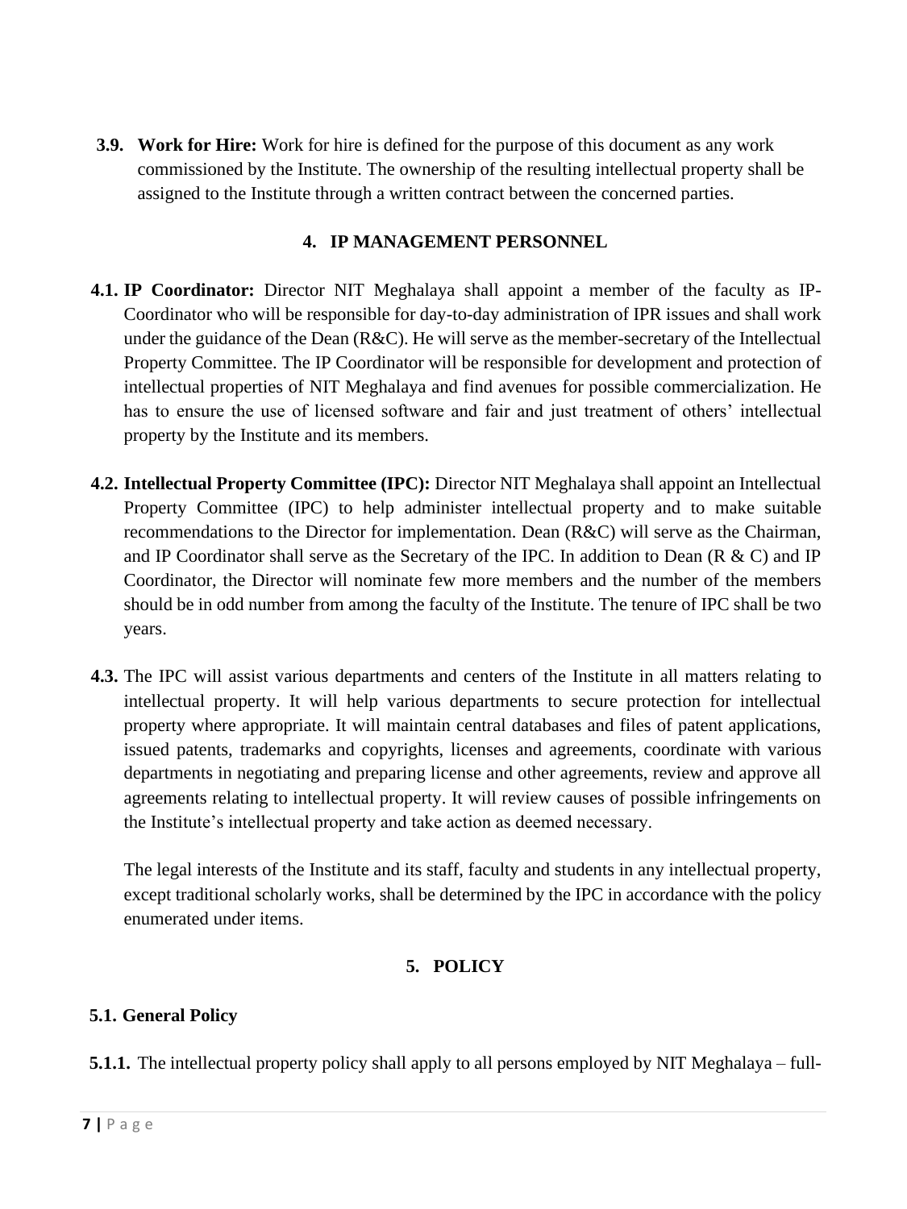**3.9. Work for Hire:** Work for hire is defined for the purpose of this document as any work commissioned by the Institute. The ownership of the resulting intellectual property shall be assigned to the Institute through a written contract between the concerned parties.

## 4. IP MANAGEMENT PERSONNEL

**4.1. IP Coordinator:** Director NIT Meghalaya shall appoint a member of the faculty as IP-Coordinator who will be responsible for day-to-day administration of IPR issues and shall work under the guidance of the Dean (R&C). He will serve as the member-secretary of the Intellectual Property Committee. The IP Coordinator will be responsible for development and protection of intellectual properties of NIT Meghalaya and find avenues for possible commercialization. He has to ensure the use of licensed software and fair and just treatment of others' intellectual property by the Institute and its members.

**4.2. Intellectual Property Committee (IPC):** Director NIT Meghalaya shall appoint an Intellectual Property Committee (IPC) to help administer intellectual property and to make suitable recommendations to the Director for implementation. Dean (R&C) will serve as the Chairman, and IP Coordinator shall serve as the Secretary of the IPC. In addition to Dean (R & C) and IP Coordinator, the Director will nominate few more members and the number of the members should be in odd number from among the faculty of the Institute. The tenure of IPC shall be two years.

**4.3.** The IPC will assist various departments and centers of the Institute in all matters relating to intellectual property. It will help various departments to secure protection for intellectual property where appropriate. It will maintain central databases and files of patent applications, issued patents, trademarks and copyrights, licenses and agreements, coordinate with various departments in negotiating and preparing license and other agreements, review and approve all agreements relating to intellectual property. It will review causes of possible infringements on the Institute's intellectual property and take action as deemed necessary.

The legal interests of the Institute and its staff, faculty and students in any intellectual property, except traditional scholarly works, shall be determined by the IPC in accordance with the policy enumerated under items.

## 5. POLICY

### 5.1. General Policy

**5.1.1.** The intellectual property policy shall apply to all persons employed by NIT Meghalaya – full-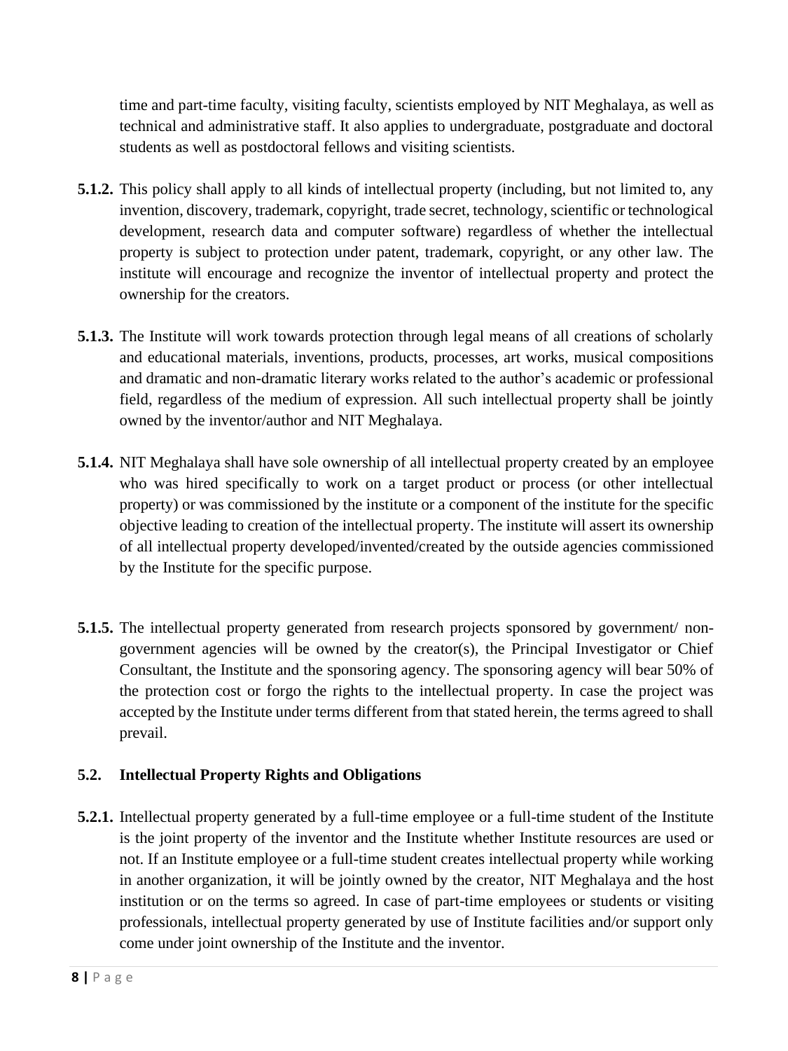time and part-time faculty, visiting faculty, scientists employed by NIT Meghalaya, as well as technical and administrative staff. It also applies to undergraduate, postgraduate and doctoral students as well as postdoctoral fellows and visiting scientists.

**5.1.2.** This policy shall apply to all kinds of intellectual property (including, but not limited to, any invention, discovery, trademark, copyright, trade secret, technology, scientific or technological development, research data and computer software) regardless of whether the intellectual property is subject to protection under patent, trademark, copyright, or any other law. The institute will encourage and recognize the inventor of intellectual property and protect the ownership for the creators.

**5.1.3.** The Institute will work towards protection through legal means of all creations of scholarly and educational materials, inventions, products, processes, art works, musical compositions and dramatic and non-dramatic literary works related to the author's academic or professional field, regardless of the medium of expression. All such intellectual property shall be jointly owned by the inventor/author and NIT Meghalaya.

**5.1.4.** NIT Meghalaya shall have sole ownership of all intellectual property created by an employee who was hired specifically to work on a target product or process (or other intellectual property) or was commissioned by the institute or a component of the institute for the specific objective leading to creation of the intellectual property. The institute will assert its ownership of all intellectual property developed/invented/created by the outside agencies commissioned by the Institute for the specific purpose.

**5.1.5.** The intellectual property generated from research projects sponsored by government/ non-government agencies will be owned by the creator(s), the Principal Investigator or Chief Consultant, the Institute and the sponsoring agency. The sponsoring agency will bear 50% of the protection cost or forgo the rights to the intellectual property. In case the project was accepted by the Institute under terms different from that stated herein, the terms agreed to shall prevail.

### 5.2. Intellectual Property Rights and Obligations

**5.2.1.** Intellectual property generated by a full-time employee or a full-time student of the Institute is the joint property of the inventor and the Institute whether Institute resources are used or not. If an Institute employee or a full-time student creates intellectual property while working in another organization, it will be jointly owned by the creator, NIT Meghalaya and the host institution or on the terms so agreed. In case of part-time employees or students or visiting professionals, intellectual property generated by use of Institute facilities and/or support only come under joint ownership of the Institute and the inventor.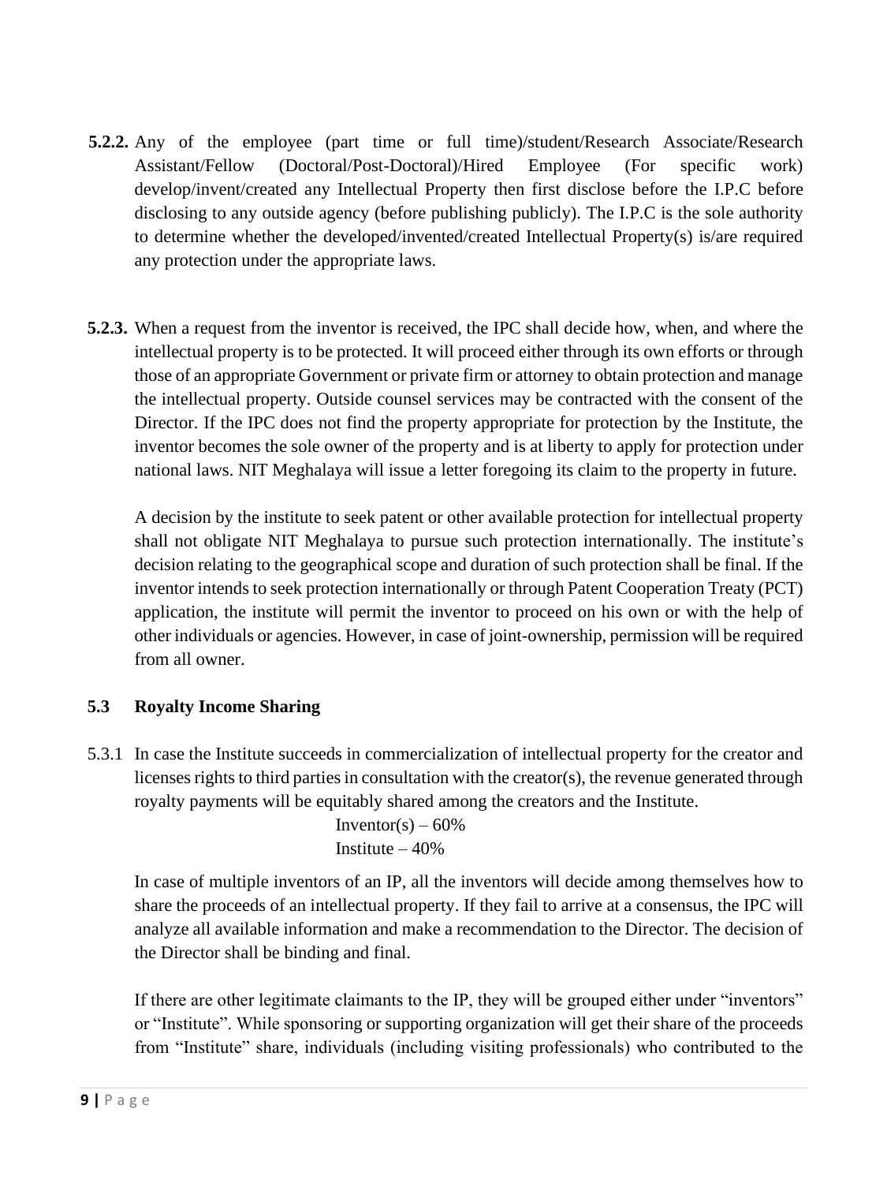**5.2.2.** Any of the employee (part time or full time)/student/Research Associate/Research Assistant/Fellow (Doctoral/Post-Doctoral)/Hired Employee (For specific work) develop/invent/created any Intellectual Property then first disclose before the I.P.C before disclosing to any outside agency (before publishing publicly). The I.P.C is the sole authority to determine whether the developed/invented/created Intellectual Property(s) is/are required any protection under the appropriate laws.

**5.2.3.** When a request from the inventor is received, the IPC shall decide how, when, and where the intellectual property is to be protected. It will proceed either through its own efforts or through those of an appropriate Government or private firm or attorney to obtain protection and manage the intellectual property. Outside counsel services may be contracted with the consent of the Director. If the IPC does not find the property appropriate for protection by the Institute, the inventor becomes the sole owner of the property and is at liberty to apply for protection under national laws. NIT Meghalaya will issue a letter foregoing its claim to the property in future.

A decision by the institute to seek patent or other available protection for intellectual property shall not obligate NIT Meghalaya to pursue such protection internationally. The institute's decision relating to the geographical scope and duration of such protection shall be final. If the inventor intends to seek protection internationally or through Patent Cooperation Treaty (PCT) application, the institute will permit the inventor to proceed on his own or with the help of other individuals or agencies. However, in case of joint-ownership, permission will be required from all owner.

## 5.3 Royalty Income Sharing

5.3.1 In case the Institute succeeds in commercialization of intellectual property for the creator and licenses rights to third parties in consultation with the creator(s), the revenue generated through royalty payments will be equitably shared among the creators and the Institute.

Inventor(s) – 60%
Institute – 40%

In case of multiple inventors of an IP, all the inventors will decide among themselves how to share the proceeds of an intellectual property. If they fail to arrive at a consensus, the IPC will analyze all available information and make a recommendation to the Director. The decision of the Director shall be binding and final.

If there are other legitimate claimants to the IP, they will be grouped either under "inventors" or "Institute". While sponsoring or supporting organization will get their share of the proceeds from "Institute" share, individuals (including visiting professionals) who contributed to the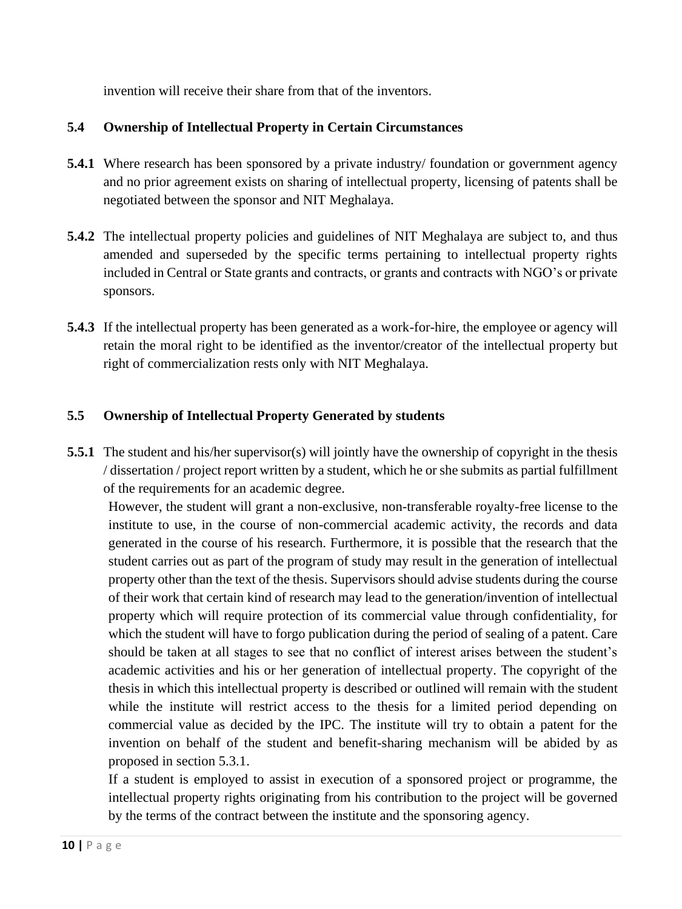invention will receive their share from that of the inventors.

### 5.4 Ownership of Intellectual Property in Certain Circumstances

**5.4.1** Where research has been sponsored by a private industry/ foundation or government agency and no prior agreement exists on sharing of intellectual property, licensing of patents shall be negotiated between the sponsor and NIT Meghalaya.

**5.4.2** The intellectual property policies and guidelines of NIT Meghalaya are subject to, and thus amended and superseded by the specific terms pertaining to intellectual property rights included in Central or State grants and contracts, or grants and contracts with NGO's or private sponsors.

**5.4.3** If the intellectual property has been generated as a work-for-hire, the employee or agency will retain the moral right to be identified as the inventor/creator of the intellectual property but right of commercialization rests only with NIT Meghalaya.

### 5.5 Ownership of Intellectual Property Generated by students

**5.5.1** The student and his/her supervisor(s) will jointly have the ownership of copyright in the thesis / dissertation / project report written by a student, which he or she submits as partial fulfillment of the requirements for an academic degree.

However, the student will grant a non-exclusive, non-transferable royalty-free license to the institute to use, in the course of non-commercial academic activity, the records and data generated in the course of his research. Furthermore, it is possible that the research that the student carries out as part of the program of study may result in the generation of intellectual property other than the text of the thesis. Supervisors should advise students during the course of their work that certain kind of research may lead to the generation/invention of intellectual property which will require protection of its commercial value through confidentiality, for which the student will have to forgo publication during the period of sealing of a patent. Care should be taken at all stages to see that no conflict of interest arises between the student's academic activities and his or her generation of intellectual property. The copyright of the thesis in which this intellectual property is described or outlined will remain with the student while the institute will restrict access to the thesis for a limited period depending on commercial value as decided by the IPC. The institute will try to obtain a patent for the invention on behalf of the student and benefit-sharing mechanism will be abided by as proposed in section 5.3.1.

If a student is employed to assist in execution of a sponsored project or programme, the intellectual property rights originating from his contribution to the project will be governed by the terms of the contract between the institute and the sponsoring agency.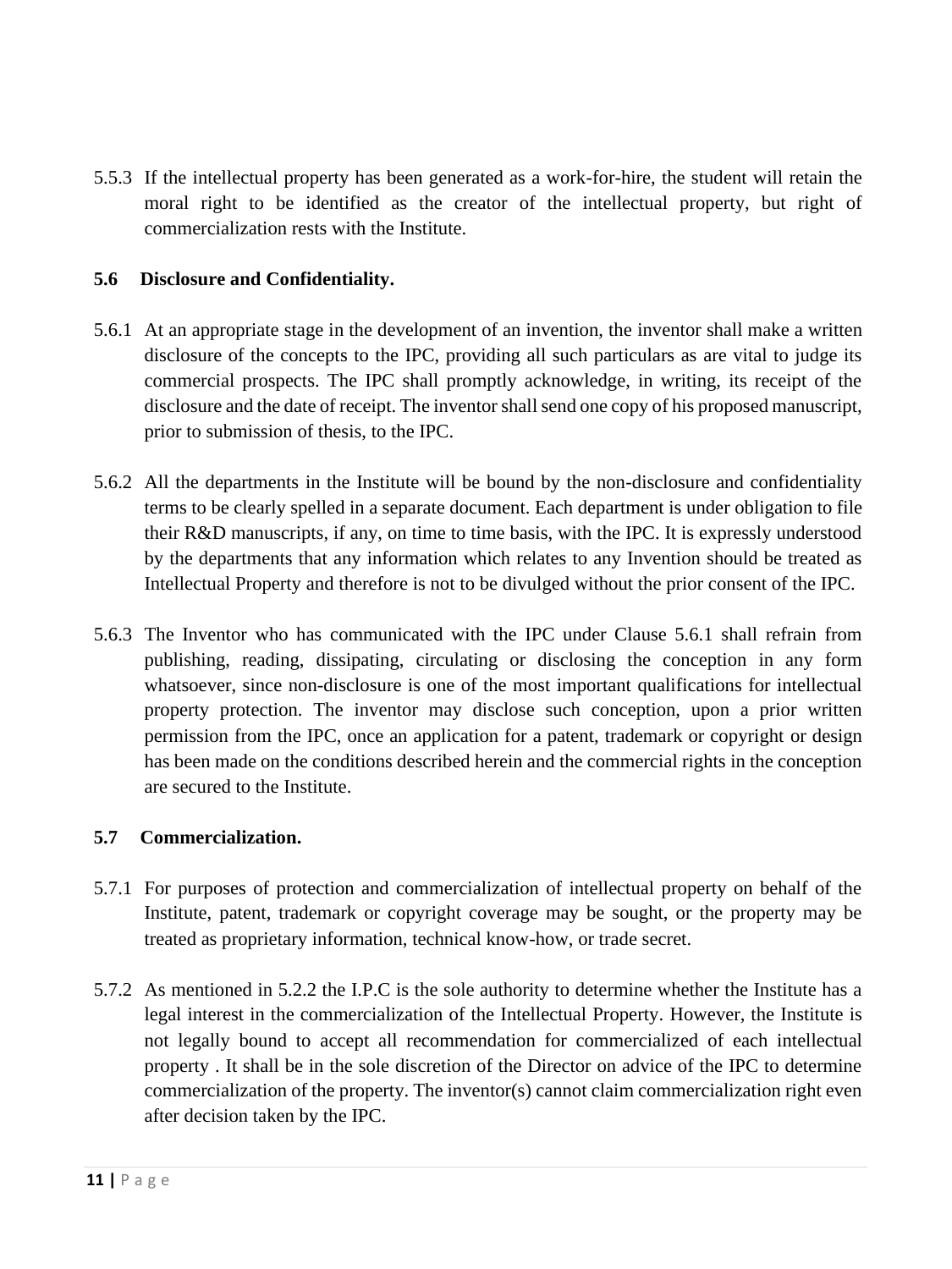5.5.3 If the intellectual property has been generated as a work-for-hire, the student will retain the moral right to be identified as the creator of the intellectual property, but right of commercialization rests with the Institute.

**5.6 Disclosure and Confidentiality.**

5.6.1 At an appropriate stage in the development of an invention, the inventor shall make a written disclosure of the concepts to the IPC, providing all such particulars as are vital to judge its commercial prospects. The IPC shall promptly acknowledge, in writing, its receipt of the disclosure and the date of receipt. The inventor shall send one copy of his proposed manuscript, prior to submission of thesis, to the IPC.

5.6.2 All the departments in the Institute will be bound by the non-disclosure and confidentiality terms to be clearly spelled in a separate document. Each department is under obligation to file their R&D manuscripts, if any, on time to time basis, with the IPC. It is expressly understood by the departments that any information which relates to any Invention should be treated as Intellectual Property and therefore is not to be divulged without the prior consent of the IPC.

5.6.3 The Inventor who has communicated with the IPC under Clause 5.6.1 shall refrain from publishing, reading, dissipating, circulating or disclosing the conception in any form whatsoever, since non-disclosure is one of the most important qualifications for intellectual property protection. The inventor may disclose such conception, upon a prior written permission from the IPC, once an application for a patent, trademark or copyright or design has been made on the conditions described herein and the commercial rights in the conception are secured to the Institute.

**5.7 Commercialization.**

5.7.1 For purposes of protection and commercialization of intellectual property on behalf of the Institute, patent, trademark or copyright coverage may be sought, or the property may be treated as proprietary information, technical know-how, or trade secret.

5.7.2 As mentioned in 5.2.2 the I.P.C is the sole authority to determine whether the Institute has a legal interest in the commercialization of the Intellectual Property. However, the Institute is not legally bound to accept all recommendation for commercialized of each intellectual property . It shall be in the sole discretion of the Director on advice of the IPC to determine commercialization of the property. The inventor(s) cannot claim commercialization right even after decision taken by the IPC.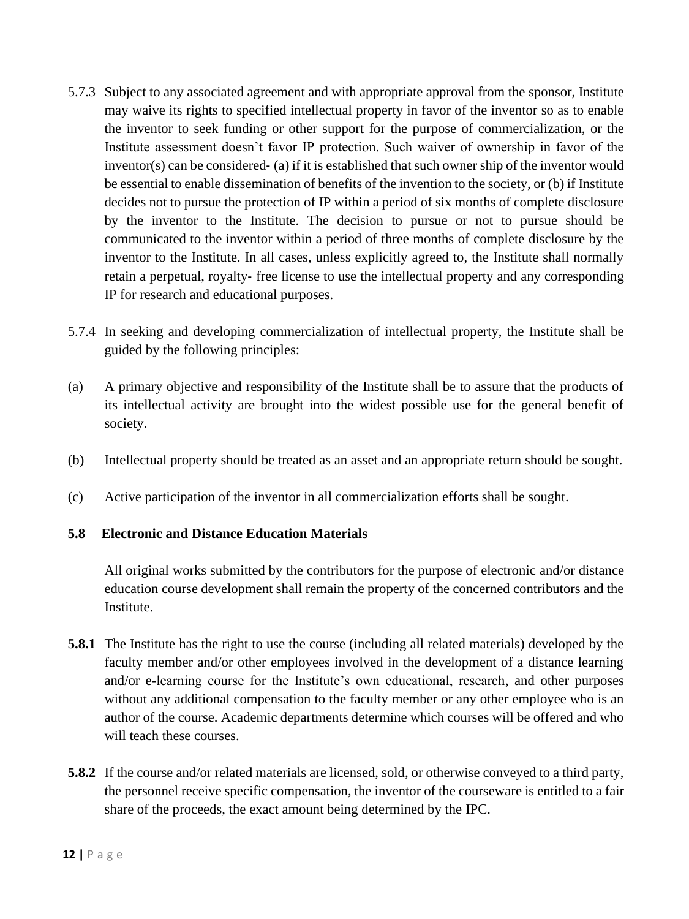5.7.3 Subject to any associated agreement and with appropriate approval from the sponsor, Institute may waive its rights to specified intellectual property in favor of the inventor so as to enable the inventor to seek funding or other support for the purpose of commercialization, or the Institute assessment doesn't favor IP protection. Such waiver of ownership in favor of the inventor(s) can be considered- (a) if it is established that such owner ship of the inventor would be essential to enable dissemination of benefits of the invention to the society, or (b) if Institute decides not to pursue the protection of IP within a period of six months of complete disclosure by the inventor to the Institute. The decision to pursue or not to pursue should be communicated to the inventor within a period of three months of complete disclosure by the inventor to the Institute. In all cases, unless explicitly agreed to, the Institute shall normally retain a perpetual, royalty- free license to use the intellectual property and any corresponding IP for research and educational purposes.

5.7.4 In seeking and developing commercialization of intellectual property, the Institute shall be guided by the following principles:

(a) A primary objective and responsibility of the Institute shall be to assure that the products of its intellectual activity are brought into the widest possible use for the general benefit of society.

(b) Intellectual property should be treated as an asset and an appropriate return should be sought.

(c) Active participation of the inventor in all commercialization efforts shall be sought.

**5.8 Electronic and Distance Education Materials**

All original works submitted by the contributors for the purpose of electronic and/or distance education course development shall remain the property of the concerned contributors and the Institute.

**5.8.1** The Institute has the right to use the course (including all related materials) developed by the faculty member and/or other employees involved in the development of a distance learning and/or e-learning course for the Institute's own educational, research, and other purposes without any additional compensation to the faculty member or any other employee who is an author of the course. Academic departments determine which courses will be offered and who will teach these courses.

**5.8.2** If the course and/or related materials are licensed, sold, or otherwise conveyed to a third party, the personnel receive specific compensation, the inventor of the courseware is entitled to a fair share of the proceeds, the exact amount being determined by the IPC.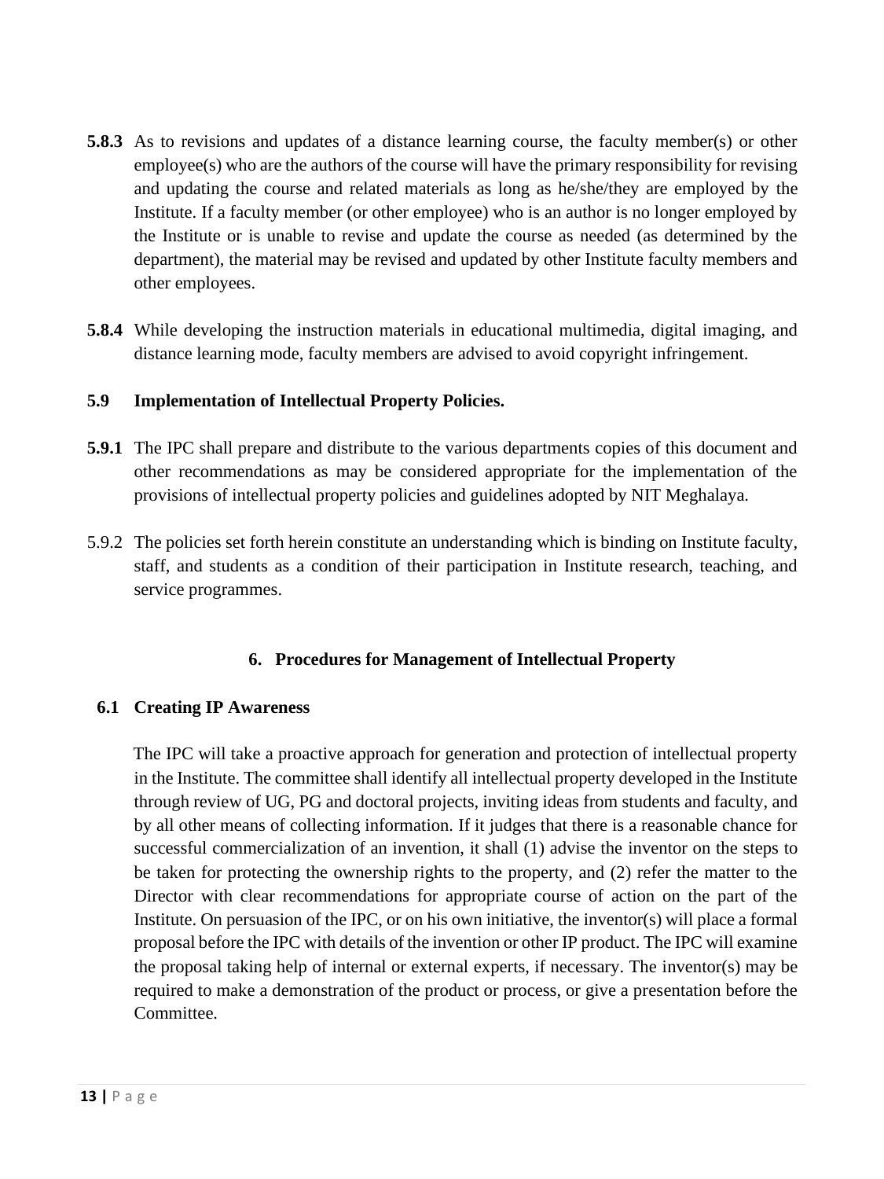**5.8.3** As to revisions and updates of a distance learning course, the faculty member(s) or other employee(s) who are the authors of the course will have the primary responsibility for revising and updating the course and related materials as long as he/she/they are employed by the Institute. If a faculty member (or other employee) who is an author is no longer employed by the Institute or is unable to revise and update the course as needed (as determined by the department), the material may be revised and updated by other Institute faculty members and other employees.

**5.8.4** While developing the instruction materials in educational multimedia, digital imaging, and distance learning mode, faculty members are advised to avoid copyright infringement.

### 5.9 Implementation of Intellectual Property Policies.

**5.9.1** The IPC shall prepare and distribute to the various departments copies of this document and other recommendations as may be considered appropriate for the implementation of the provisions of intellectual property policies and guidelines adopted by NIT Meghalaya.

5.9.2 The policies set forth herein constitute an understanding which is binding on Institute faculty, staff, and students as a condition of their participation in Institute research, teaching, and service programmes.

## 6. Procedures for Management of Intellectual Property

### 6.1 Creating IP Awareness

The IPC will take a proactive approach for generation and protection of intellectual property in the Institute. The committee shall identify all intellectual property developed in the Institute through review of UG, PG and doctoral projects, inviting ideas from students and faculty, and by all other means of collecting information. If it judges that there is a reasonable chance for successful commercialization of an invention, it shall (1) advise the inventor on the steps to be taken for protecting the ownership rights to the property, and (2) refer the matter to the Director with clear recommendations for appropriate course of action on the part of the Institute. On persuasion of the IPC, or on his own initiative, the inventor(s) will place a formal proposal before the IPC with details of the invention or other IP product. The IPC will examine the proposal taking help of internal or external experts, if necessary. The inventor(s) may be required to make a demonstration of the product or process, or give a presentation before the Committee.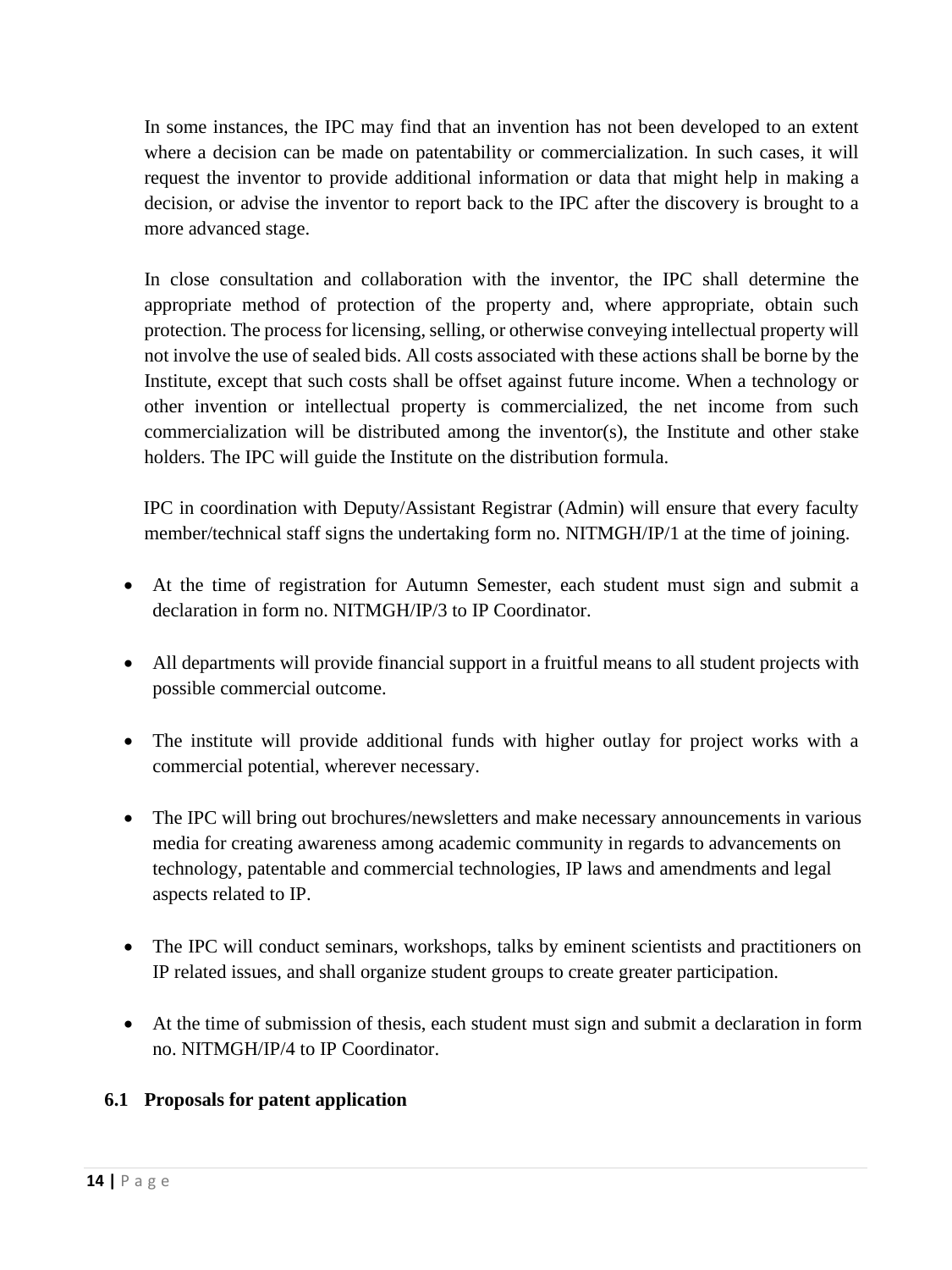In some instances, the IPC may find that an invention has not been developed to an extent where a decision can be made on patentability or commercialization. In such cases, it will request the inventor to provide additional information or data that might help in making a decision, or advise the inventor to report back to the IPC after the discovery is brought to a more advanced stage.

In close consultation and collaboration with the inventor, the IPC shall determine the appropriate method of protection of the property and, where appropriate, obtain such protection. The process for licensing, selling, or otherwise conveying intellectual property will not involve the use of sealed bids. All costs associated with these actions shall be borne by the Institute, except that such costs shall be offset against future income. When a technology or other invention or intellectual property is commercialized, the net income from such commercialization will be distributed among the inventor(s), the Institute and other stake holders. The IPC will guide the Institute on the distribution formula.

IPC in coordination with Deputy/Assistant Registrar (Admin) will ensure that every faculty member/technical staff signs the undertaking form no. NITMGH/IP/1 at the time of joining.

- At the time of registration for Autumn Semester, each student must sign and submit a declaration in form no. NITMGH/IP/3 to IP Coordinator.
- All departments will provide financial support in a fruitful means to all student projects with possible commercial outcome.
- The institute will provide additional funds with higher outlay for project works with a commercial potential, wherever necessary.
- The IPC will bring out brochures/newsletters and make necessary announcements in various media for creating awareness among academic community in regards to advancements on technology, patentable and commercial technologies, IP laws and amendments and legal aspects related to IP.
- The IPC will conduct seminars, workshops, talks by eminent scientists and practitioners on IP related issues, and shall organize student groups to create greater participation.
- At the time of submission of thesis, each student must sign and submit a declaration in form no. NITMGH/IP/4 to IP Coordinator.

### 6.1 Proposals for patent application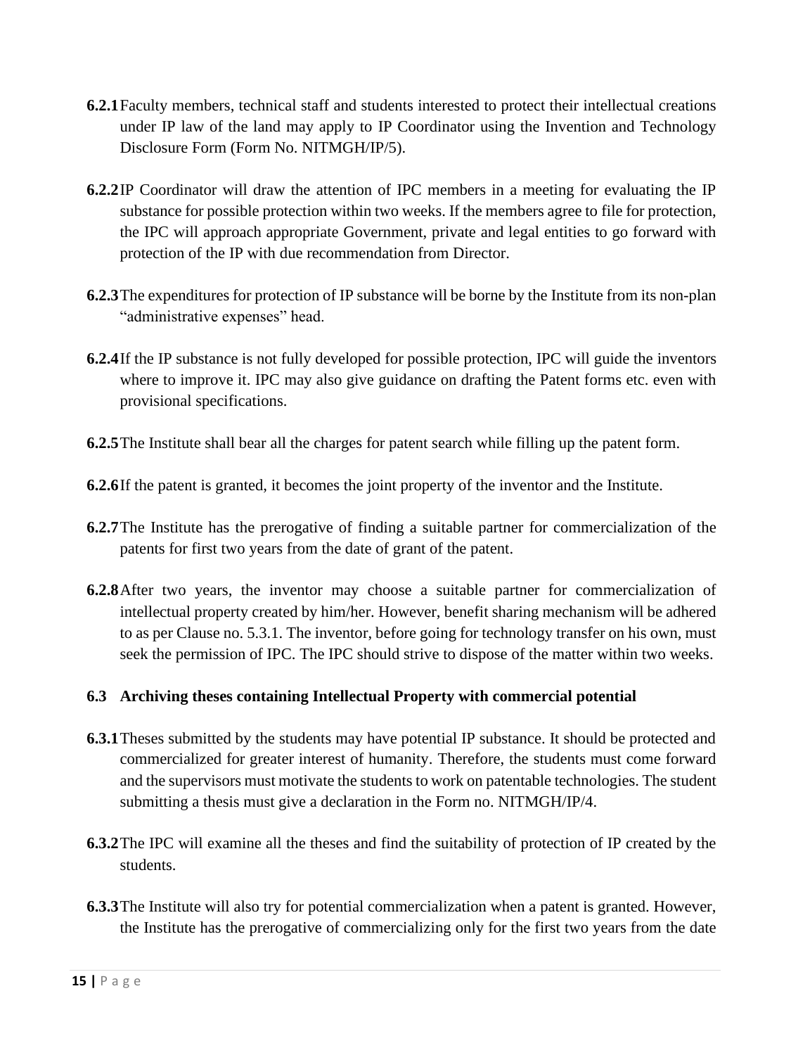**6.2.1** Faculty members, technical staff and students interested to protect their intellectual creations under IP law of the land may apply to IP Coordinator using the Invention and Technology Disclosure Form (Form No. NITMGH/IP/5).

**6.2.2** IP Coordinator will draw the attention of IPC members in a meeting for evaluating the IP substance for possible protection within two weeks. If the members agree to file for protection, the IPC will approach appropriate Government, private and legal entities to go forward with protection of the IP with due recommendation from Director.

**6.2.3** The expenditures for protection of IP substance will be borne by the Institute from its non-plan "administrative expenses" head.

**6.2.4** If the IP substance is not fully developed for possible protection, IPC will guide the inventors where to improve it. IPC may also give guidance on drafting the Patent forms etc. even with provisional specifications.

**6.2.5** The Institute shall bear all the charges for patent search while filling up the patent form.

**6.2.6** If the patent is granted, it becomes the joint property of the inventor and the Institute.

**6.2.7** The Institute has the prerogative of finding a suitable partner for commercialization of the patents for first two years from the date of grant of the patent.

**6.2.8** After two years, the inventor may choose a suitable partner for commercialization of intellectual property created by him/her. However, benefit sharing mechanism will be adhered to as per Clause no. 5.3.1. The inventor, before going for technology transfer on his own, must seek the permission of IPC. The IPC should strive to dispose of the matter within two weeks.

### 6.3 Archiving theses containing Intellectual Property with commercial potential

**6.3.1** Theses submitted by the students may have potential IP substance. It should be protected and commercialized for greater interest of humanity. Therefore, the students must come forward and the supervisors must motivate the students to work on patentable technologies. The student submitting a thesis must give a declaration in the Form no. NITMGH/IP/4.

**6.3.2** The IPC will examine all the theses and find the suitability of protection of IP created by the students.

**6.3.3** The Institute will also try for potential commercialization when a patent is granted. However, the Institute has the prerogative of commercializing only for the first two years from the date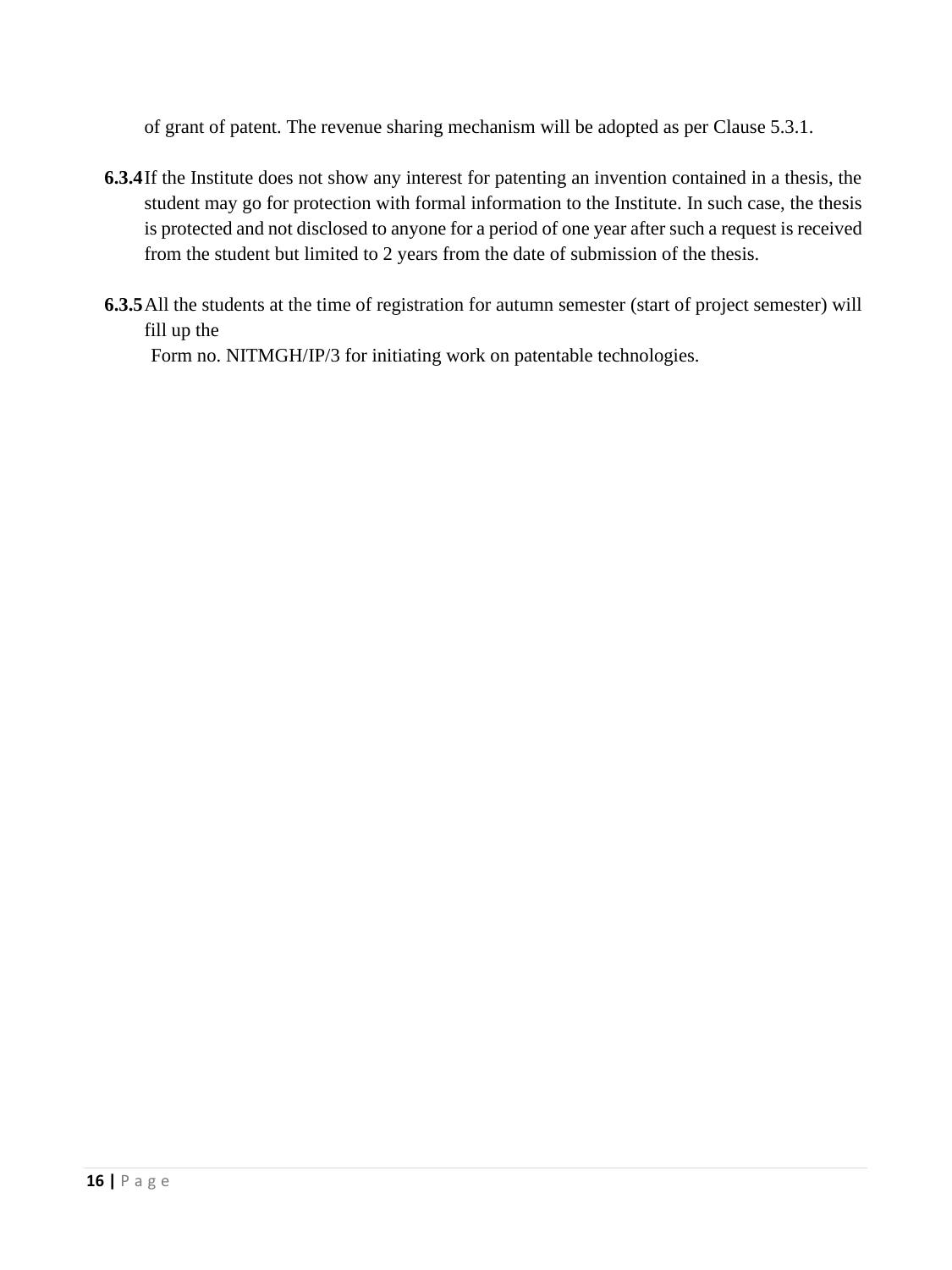of grant of patent. The revenue sharing mechanism will be adopted as per Clause 5.3.1.

**6.3.4** If the Institute does not show any interest for patenting an invention contained in a thesis, the student may go for protection with formal information to the Institute. In such case, the thesis is protected and not disclosed to anyone for a period of one year after such a request is received from the student but limited to 2 years from the date of submission of the thesis.

**6.3.5** All the students at the time of registration for autumn semester (start of project semester) will fill up the Form no. NITMGH/IP/3 for initiating work on patentable technologies.